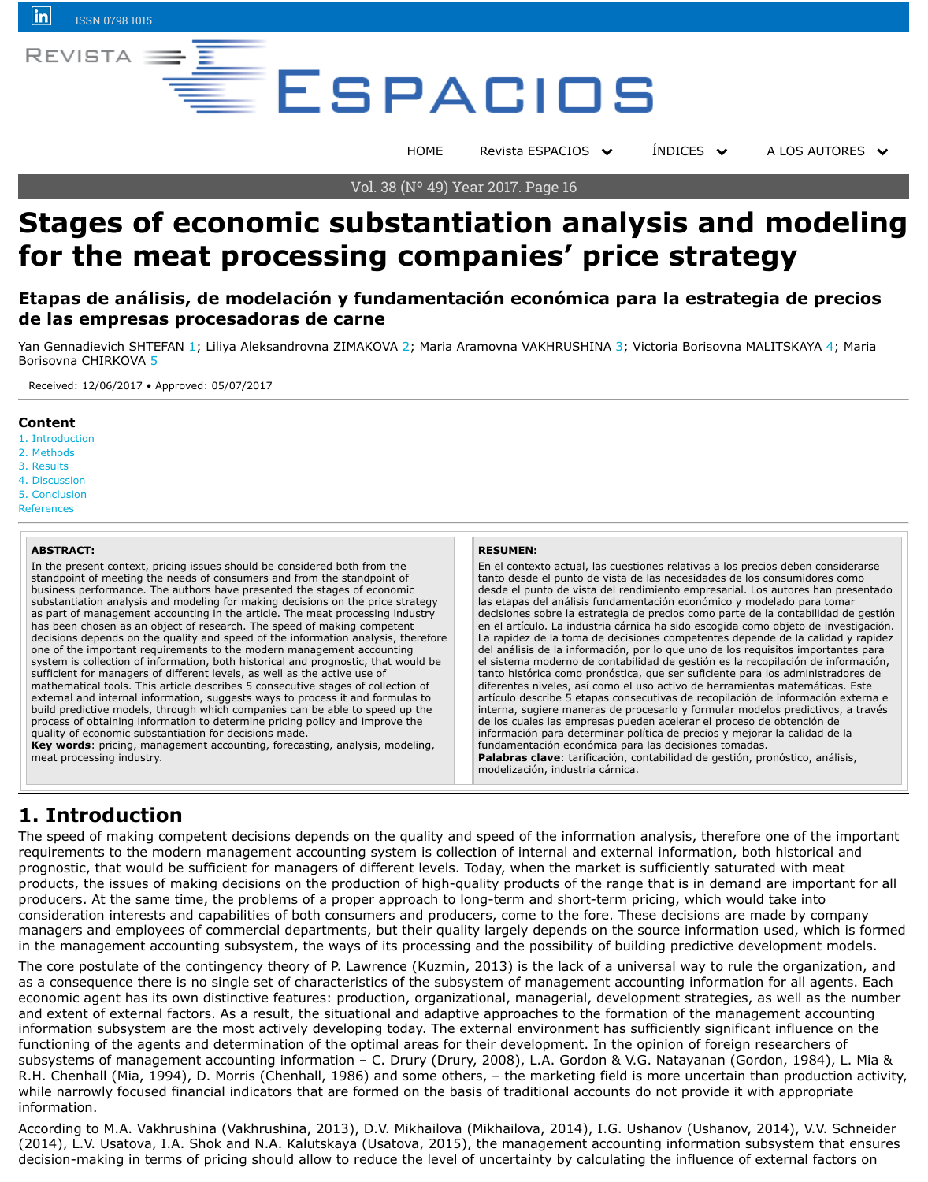# Stages of economic substantiation analysis and modeling for the meat processing companies' price strategy

## Etapas de análisis, de modelación y fundamentación económica para la estrategia de precios de las empresas procesadoras de carne

Yan Gennadievich SHTEFAN [1]; Liliya Aleksandrovna ZIMAKOVA [2]; Maria Aramovna VAKHRUSHINA [3]; Victoria Borisovna MALITSKAYA [4]; Maria Borisovna CHIRKOVA [5]

Received: 12/06/2017 • Approved: 05/07/2017

### Content

1. Introduction
2. Methods
3. Results
4. Discussion
5. Conclusion

References

**ABSTRACT:**

In the present context, pricing issues should be considered both from the standpoint of meeting the needs of consumers and from the standpoint of business performance. The authors have presented the stages of economic substantiation analysis and modeling for making decisions on the price strategy as part of management accounting in the article. The meat processing industry has been chosen as an object of research. The speed of making competent decisions depends on the quality and speed of the information analysis, therefore one of the important requirements to the modern management accounting system is collection of information, both historical and prognostic, that would be sufficient for managers of different levels, as well as the active use of mathematical tools. This article describes 5 consecutive stages of collection of external and internal information, suggests ways to process it and formulas to build predictive models, through which companies can be able to speed up the process of obtaining information to determine pricing policy and improve the quality of economic substantiation for decisions made.

**Key words**: pricing, management accounting, forecasting, analysis, modeling, meat processing industry.

**RESUMEN:**

En el contexto actual, las cuestiones relativas a los precios deben considerarse tanto desde el punto de vista de las necesidades de los consumidores como desde el punto de vista del rendimiento empresarial. Los autores han presentado las etapas del análisis fundamentación económico y modelado para tomar decisiones sobre la estrategia de precios como parte de la contabilidad de gestión en el artículo. La industria cárnica ha sido escogida como objeto de investigación. La rapidez de la toma de decisiones competentes depende de la calidad y rapidez del análisis de la información, por lo que uno de los requisitos importantes para el sistema moderno de contabilidad de gestión es la recopilación de información, tanto histórica como pronóstica, que ser suficiente para los administradores de diferentes niveles, así como el uso activo de herramientas matemáticas. Este artículo describe 5 etapas consecutivas de recopilación de información externa e interna, sugiere maneras de procesarlo y formular modelos predictivos, a través de los cuales las empresas pueden acelerar el proceso de obtención de información para determinar política de precios y mejorar la calidad de la fundamentación económica para las decisiones tomadas.

**Palabras clave**: tarificación, contabilidad de gestión, pronóstico, análisis, modelización, industria cárnica.

## 1. Introduction

The speed of making competent decisions depends on the quality and speed of the information analysis, therefore one of the important requirements to the modern management accounting system is collection of internal and external information, both historical and prognostic, that would be sufficient for managers of different levels. Today, when the market is sufficiently saturated with meat products, the issues of making decisions on the production of high-quality products of the range that is in demand are important for all producers. At the same time, the problems of a proper approach to long-term and short-term pricing, which would take into consideration interests and capabilities of both consumers and producers, come to the fore. These decisions are made by company managers and employees of commercial departments, but their quality largely depends on the source information used, which is formed in the management accounting subsystem, the ways of its processing and the possibility of building predictive development models.

The core postulate of the contingency theory of P. Lawrence (Kuzmin, 2013) is the lack of a universal way to rule the organization, and as a consequence there is no single set of characteristics of the subsystem of management accounting information for all agents. Each economic agent has its own distinctive features: production, organizational, managerial, development strategies, as well as the number and extent of external factors. As a result, the situational and adaptive approaches to the formation of the management accounting information subsystem are the most actively developing today. The external environment has sufficiently significant influence on the functioning of the agents and determination of the optimal areas for their development. In the opinion of foreign researchers of subsystems of management accounting information – C. Drury (Drury, 2008), L.A. Gordon & V.G. Natayanan (Gordon, 1984), L. Mia & R.H. Chenhall (Mia, 1994), D. Morris (Chenhall, 1986) and some others, – the marketing field is more uncertain than production activity, while narrowly focused financial indicators that are formed on the basis of traditional accounts do not provide it with appropriate information.

According to M.A. Vakhrushina (Vakhrushina, 2013), D.V. Mikhailova (Mikhailova, 2014), I.G. Ushanov (Ushanov, 2014), V.V. Schneider (2014), L.V. Usatova, I.A. Shok and N.A. Kalutskaya (Usatova, 2015), the management accounting information subsystem that ensures decision-making in terms of pricing should allow to reduce the level of uncertainty by calculating the influence of external factors on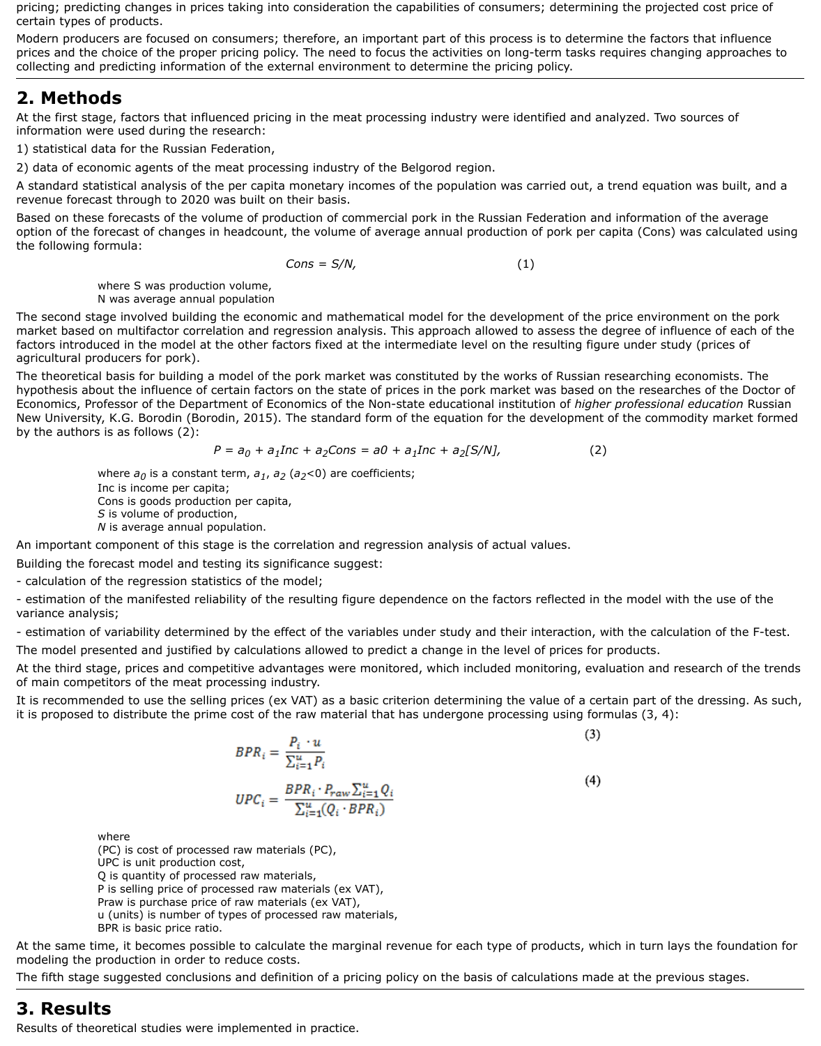pricing; predicting changes in prices taking into consideration the capabilities of consumers; determining the projected cost price of certain types of products.

Modern producers are focused on consumers; therefore, an important part of this process is to determine the factors that influence prices and the choice of the proper pricing policy. The need to focus the activities on long-term tasks requires changing approaches to collecting and predicting information of the external environment to determine the pricing policy.

## 2. Methods

At the first stage, factors that influenced pricing in the meat processing industry were identified and analyzed. Two sources of information were used during the research:

1) statistical data for the Russian Federation,

2) data of economic agents of the meat processing industry of the Belgorod region.

A standard statistical analysis of the per capita monetary incomes of the population was carried out, a trend equation was built, and a revenue forecast through to 2020 was built on their basis.

Based on these forecasts of the volume of production of commercial pork in the Russian Federation and information of the average option of the forecast of changes in headcount, the volume of average annual production of pork per capita (Cons) was calculated using the following formula:

$$Cons = S/N, \qquad (1)$$

where S was production volume,
N was average annual population

The second stage involved building the economic and mathematical model for the development of the price environment on the pork market based on multifactor correlation and regression analysis. This approach allowed to assess the degree of influence of each of the factors introduced in the model at the other factors fixed at the intermediate level on the resulting figure under study (prices of agricultural producers for pork).

The theoretical basis for building a model of the pork market was constituted by the works of Russian researching economists. The hypothesis about the influence of certain factors on the state of prices in the pork market was based on the researches of the Doctor of Economics, Professor of the Department of Economics of the Non-state educational institution of *higher professional education* Russian New University, K.G. Borodin (Borodin, 2015). The standard form of the equation for the development of the commodity market formed by the authors is as follows (2):

$$P = a_0 + a_1 Inc + a_2 Cons = a0 + a_1 Inc + a_2[S/N], \qquad (2)$$

where $a_0$ is a constant term, $a_1$, $a_2$ ($a_2$<0) are coefficients;
Inc is income per capita;
Cons is goods production per capita,
*S* is volume of production,
*N* is average annual population.

An important component of this stage is the correlation and regression analysis of actual values.

Building the forecast model and testing its significance suggest:

- calculation of the regression statistics of the model;
- estimation of the manifested reliability of the resulting figure dependence on the factors reflected in the model with the use of the variance analysis;
- estimation of variability determined by the effect of the variables under study and their interaction, with the calculation of the F-test.

The model presented and justified by calculations allowed to predict a change in the level of prices for products.

At the third stage, prices and competitive advantages were monitored, which included monitoring, evaluation and research of the trends of main competitors of the meat processing industry.

It is recommended to use the selling prices (ex VAT) as a basic criterion determining the value of a certain part of the dressing. As such, it is proposed to distribute the prime cost of the raw material that has undergone processing using formulas (3, 4):

$$BPR_i = \frac{P_i \cdot u}{\sum_{i=1}^{u} P_i} \qquad (3)$$

$$UPC_i = \frac{BPR_i \cdot P_{raw} \sum_{i=1}^{u} Q_i}{\sum_{i=1}^{u} (Q_i \cdot BPR_i)} \qquad (4)$$

where
(PC) is cost of processed raw materials (PC),
UPC is unit production cost,
Q is quantity of processed raw materials,
P is selling price of processed raw materials (ex VAT),
Praw is purchase price of raw materials (ex VAT),
u (units) is number of types of processed raw materials,
BPR is basic price ratio.

At the same time, it becomes possible to calculate the marginal revenue for each type of products, which in turn lays the foundation for modeling the production in order to reduce costs.

The fifth stage suggested conclusions and definition of a pricing policy on the basis of calculations made at the previous stages.

## 3. Results

Results of theoretical studies were implemented in practice.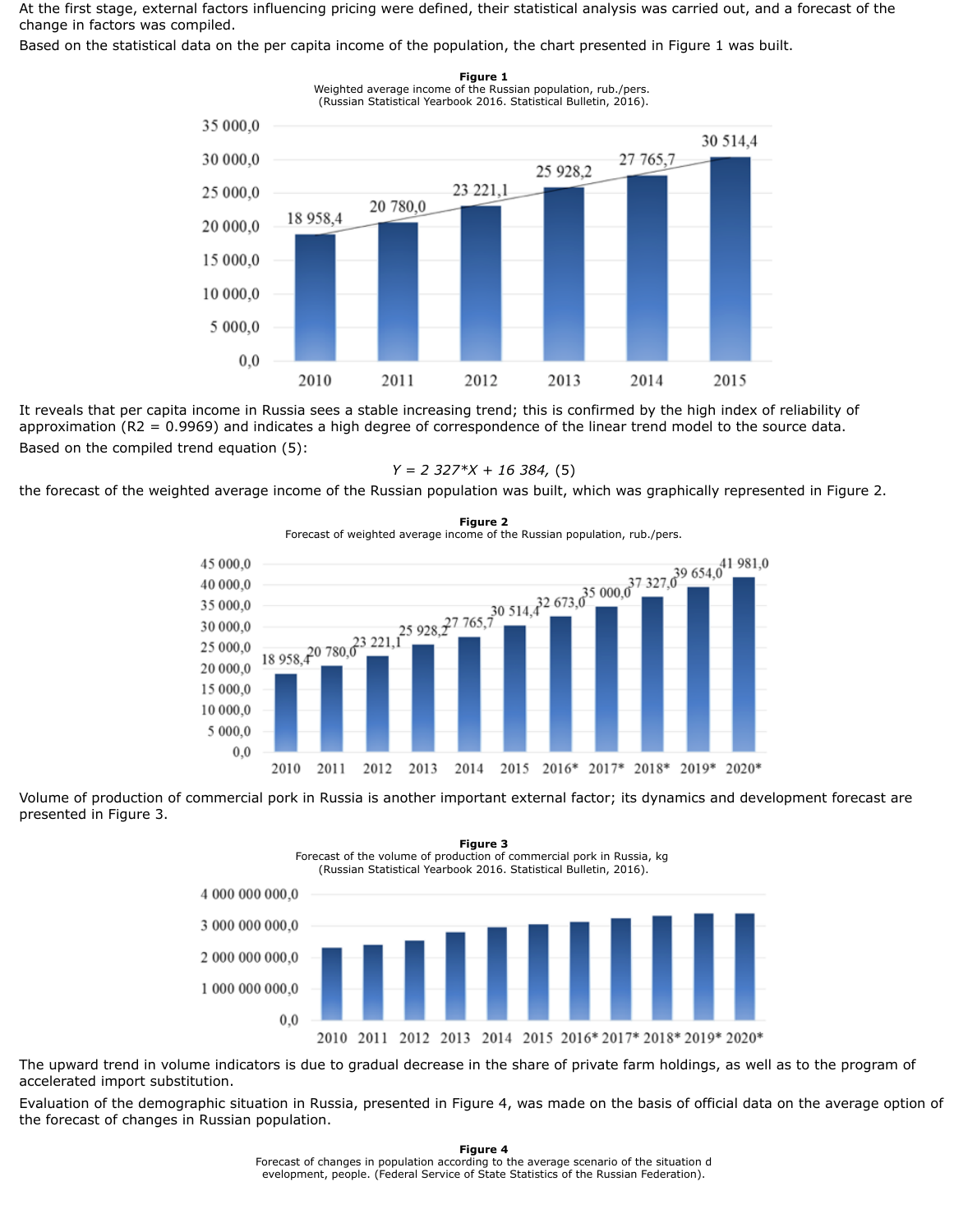At the first stage, external factors influencing pricing were defined, their statistical analysis was carried out, and a forecast of the change in factors was compiled.

Based on the statistical data on the per capita income of the population, the chart presented in Figure 1 was built.

**Figure 1**
Weighted average income of the Russian population, rub./pers. (Russian Statistical Yearbook 2016. Statistical Bulletin, 2016).

| Year | Income, rub./pers. |
|---|---|
| 2010 | 18 958,4 |
| 2011 | 20 780,0 |
| 2012 | 23 221,1 |
| 2013 | 25 928,2 |
| 2014 | 27 765,7 |
| 2015 | 30 514,4 |

It reveals that per capita income in Russia sees a stable increasing trend; this is confirmed by the high index of reliability of approximation ($R^2 = 0.9969$) and indicates a high degree of correspondence of the linear trend model to the source data.

Based on the compiled trend equation (5):

$$Y = 2\ 327*X + 16\ 384, \quad (5)$$

the forecast of the weighted average income of the Russian population was built, which was graphically represented in Figure 2.

**Figure 2**
Forecast of weighted average income of the Russian population, rub./pers.

| Year | Income, rub./pers. |
|---|---|
| 2010 | 18 958,4 |
| 2011 | 20 780,0 |
| 2012 | 23 221,1 |
| 2013 | 25 928,2 |
| 2014 | 27 765,7 |
| 2015 | 30 514,4 |
| 2016* | 32 673,0 |
| 2017* | 35 000,0 |
| 2018* | 37 327,0 |
| 2019* | 39 654,0 |
| 2020* | 41 981,0 |

Volume of production of commercial pork in Russia is another important external factor; its dynamics and development forecast are presented in Figure 3.

**Figure 3**
Forecast of the volume of production of commercial pork in Russia, kg (Russian Statistical Yearbook 2016. Statistical Bulletin, 2016).

The upward trend in volume indicators is due to gradual decrease in the share of private farm holdings, as well as to the program of accelerated import substitution.

Evaluation of the demographic situation in Russia, presented in Figure 4, was made on the basis of official data on the average option of the forecast of changes in Russian population.

**Figure 4**
Forecast of changes in population according to the average scenario of the situation development, people. (Federal Service of State Statistics of the Russian Federation).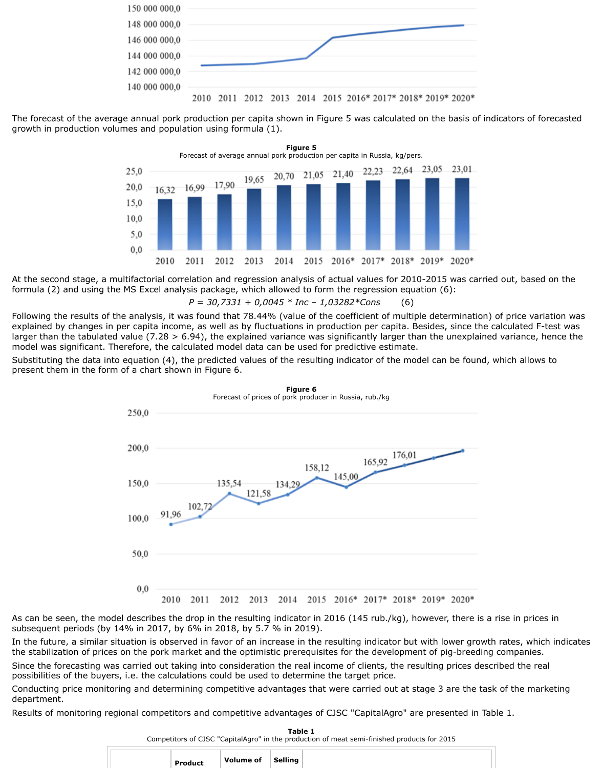The forecast of the average annual pork production per capita shown in Figure 5 was calculated on the basis of indicators of forecasted growth in production volumes and population using formula (1).

**Figure 5**
Forecast of average annual pork production per capita in Russia, kg/pers.

At the second stage, a multifactorial correlation and regression analysis of actual values for 2010-2015 was carried out, based on the formula (2) and using the MS Excel analysis package, which allowed to form the regression equation (6):

$$P = 30{,}7331 + 0{,}0045 * Inc - 1{,}03282 * Cons \qquad (6)$$

Following the results of the analysis, it was found that 78.44% (value of the coefficient of multiple determination) of price variation was explained by changes in per capita income, as well as by fluctuations in production per capita. Besides, since the calculated F-test was larger than the tabulated value (7.28 > 6.94), the explained variance was significantly larger than the unexplained variance, hence the model was significant. Therefore, the calculated model data can be used for predictive estimate.

Substituting the data into equation (4), the predicted values of the resulting indicator of the model can be found, which allows to present them in the form of a chart shown in Figure 6.

**Figure 6**
Forecast of prices of pork producer in Russia, rub./kg

As can be seen, the model describes the drop in the resulting indicator in 2016 (145 rub./kg), however, there is a rise in prices in subsequent periods (by 14% in 2017, by 6% in 2018, by 5.7 % in 2019).

In the future, a similar situation is observed in favor of an increase in the resulting indicator but with lower growth rates, which indicates the stabilization of prices on the pork market and the optimistic prerequisites for the development of pig-breeding companies.

Since the forecasting was carried out taking into consideration the real income of clients, the resulting prices described the real possibilities of the buyers, i.e. the calculations could be used to determine the target price.

Conducting price monitoring and determining competitive advantages that were carried out at stage 3 are the task of the marketing department.

Results of monitoring regional competitors and competitive advantages of CJSC "CapitalAgro" are presented in Table 1.

**Table 1**
Competitors of CJSC "CapitalAgro" in the production of meat semi-finished products for 2015

| | Product | Volume of | Selling | |
|---|---|---|---|---|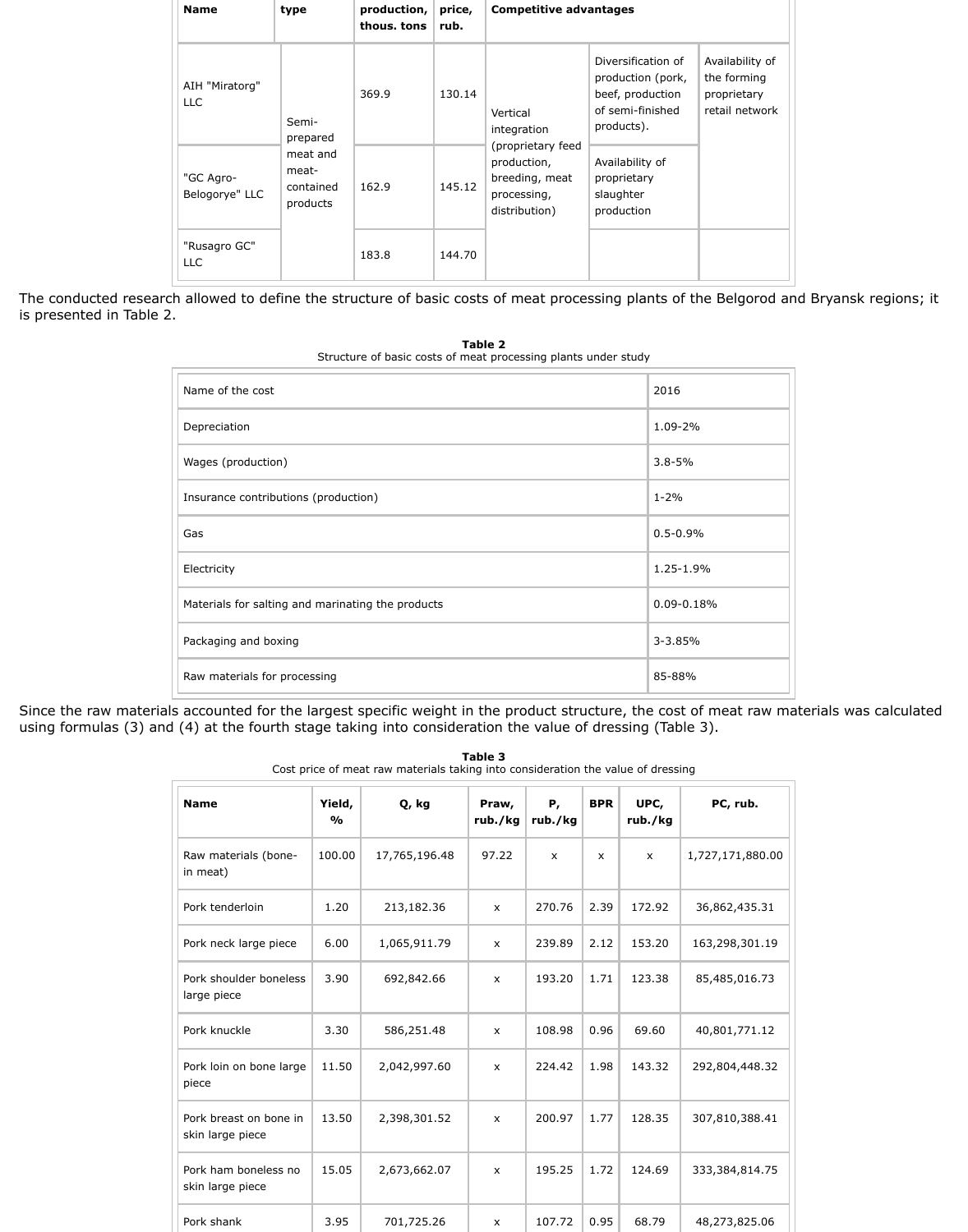| Name | type | production, thous. tons | price, rub. | Competitive advantages | | |
|---|---|---|---|---|---|---|
| AIH "Miratorg" LLC | Semi-prepared meat and meat-contained products | 369.9 | 130.14 | Vertical integration (proprietary feed production, breeding, meat processing, distribution) | Diversification of production (pork, beef, production of semi-finished products). | Availability of the forming proprietary retail network |
| "GC Agro-Belogorye" LLC | | 162.9 | 145.12 | | Availability of proprietary slaughter production | |
| "Rusagro GC" LLC | | 183.8 | 144.70 | | | |

The conducted research allowed to define the structure of basic costs of meat processing plants of the Belgorod and Bryansk regions; it is presented in Table 2.

**Table 2**
Structure of basic costs of meat processing plants under study

| Name of the cost | 2016 |
|---|---|
| Depreciation | 1.09-2% |
| Wages (production) | 3.8-5% |
| Insurance contributions (production) | 1-2% |
| Gas | 0.5-0.9% |
| Electricity | 1.25-1.9% |
| Materials for salting and marinating the products | 0.09-0.18% |
| Packaging and boxing | 3-3.85% |
| Raw materials for processing | 85-88% |

Since the raw materials accounted for the largest specific weight in the product structure, the cost of meat raw materials was calculated using formulas (3) and (4) at the fourth stage taking into consideration the value of dressing (Table 3).

**Table 3**
Cost price of meat raw materials taking into consideration the value of dressing

| Name | Yield, % | Q, kg | Praw, rub./kg | P, rub./kg | BPR | UPC, rub./kg | PC, rub. |
|---|---|---|---|---|---|---|---|
| Raw materials (bone-in meat) | 100.00 | 17,765,196.48 | 97.22 | x | x | x | 1,727,171,880.00 |
| Pork tenderloin | 1.20 | 213,182.36 | x | 270.76 | 2.39 | 172.92 | 36,862,435.31 |
| Pork neck large piece | 6.00 | 1,065,911.79 | x | 239.89 | 2.12 | 153.20 | 163,298,301.19 |
| Pork shoulder boneless large piece | 3.90 | 692,842.66 | x | 193.20 | 1.71 | 123.38 | 85,485,016.73 |
| Pork knuckle | 3.30 | 586,251.48 | x | 108.98 | 0.96 | 69.60 | 40,801,771.12 |
| Pork loin on bone large piece | 11.50 | 2,042,997.60 | x | 224.42 | 1.98 | 143.32 | 292,804,448.32 |
| Pork breast on bone in skin large piece | 13.50 | 2,398,301.52 | x | 200.97 | 1.77 | 128.35 | 307,810,388.41 |
| Pork ham boneless no skin large piece | 15.05 | 2,673,662.07 | x | 195.25 | 1.72 | 124.69 | 333,384,814.75 |
| Pork shank | 3.95 | 701,725.26 | x | 107.72 | 0.95 | 68.79 | 48,273,825.06 |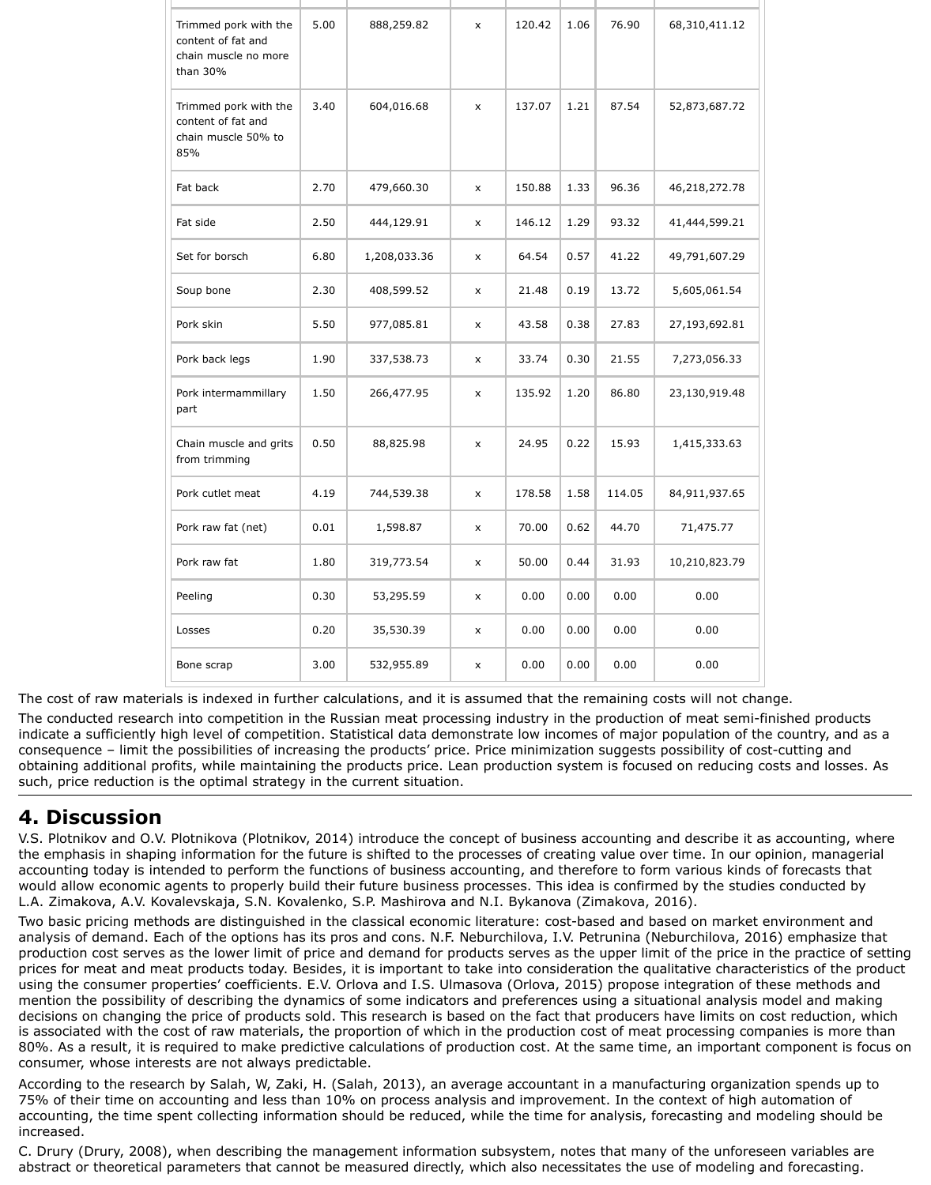| | | | | | | | |
|---|---|---|---|---|---|---|---|
| Trimmed pork with the content of fat and chain muscle no more than 30% | 5.00 | 888,259.82 | x | 120.42 | 1.06 | 76.90 | 68,310,411.12 |
| Trimmed pork with the content of fat and chain muscle 50% to 85% | 3.40 | 604,016.68 | x | 137.07 | 1.21 | 87.54 | 52,873,687.72 |
| Fat back | 2.70 | 479,660.30 | x | 150.88 | 1.33 | 96.36 | 46,218,272.78 |
| Fat side | 2.50 | 444,129.91 | x | 146.12 | 1.29 | 93.32 | 41,444,599.21 |
| Set for borsch | 6.80 | 1,208,033.36 | x | 64.54 | 0.57 | 41.22 | 49,791,607.29 |
| Soup bone | 2.30 | 408,599.52 | x | 21.48 | 0.19 | 13.72 | 5,605,061.54 |
| Pork skin | 5.50 | 977,085.81 | x | 43.58 | 0.38 | 27.83 | 27,193,692.81 |
| Pork back legs | 1.90 | 337,538.73 | x | 33.74 | 0.30 | 21.55 | 7,273,056.33 |
| Pork intermammillary part | 1.50 | 266,477.95 | x | 135.92 | 1.20 | 86.80 | 23,130,919.48 |
| Chain muscle and grits from trimming | 0.50 | 88,825.98 | x | 24.95 | 0.22 | 15.93 | 1,415,333.63 |
| Pork cutlet meat | 4.19 | 744,539.38 | x | 178.58 | 1.58 | 114.05 | 84,911,937.65 |
| Pork raw fat (net) | 0.01 | 1,598.87 | x | 70.00 | 0.62 | 44.70 | 71,475.77 |
| Pork raw fat | 1.80 | 319,773.54 | x | 50.00 | 0.44 | 31.93 | 10,210,823.79 |
| Peeling | 0.30 | 53,295.59 | x | 0.00 | 0.00 | 0.00 | 0.00 |
| Losses | 0.20 | 35,530.39 | x | 0.00 | 0.00 | 0.00 | 0.00 |
| Bone scrap | 3.00 | 532,955.89 | x | 0.00 | 0.00 | 0.00 | 0.00 |

The cost of raw materials is indexed in further calculations, and it is assumed that the remaining costs will not change.

The conducted research into competition in the Russian meat processing industry in the production of meat semi-finished products indicate a sufficiently high level of competition. Statistical data demonstrate low incomes of major population of the country, and as a consequence – limit the possibilities of increasing the products' price. Price minimization suggests possibility of cost-cutting and obtaining additional profits, while maintaining the products price. Lean production system is focused on reducing costs and losses. As such, price reduction is the optimal strategy in the current situation.

## 4. Discussion

V.S. Plotnikov and O.V. Plotnikova (Plotnikov, 2014) introduce the concept of business accounting and describe it as accounting, where the emphasis in shaping information for the future is shifted to the processes of creating value over time. In our opinion, managerial accounting today is intended to perform the functions of business accounting, and therefore to form various kinds of forecasts that would allow economic agents to properly build their future business processes. This idea is confirmed by the studies conducted by L.A. Zimakova, A.V. Kovalevskaja, S.N. Kovalenko, S.P. Mashirova and N.I. Bykanova (Zimakova, 2016).

Two basic pricing methods are distinguished in the classical economic literature: cost-based and based on market environment and analysis of demand. Each of the options has its pros and cons. N.F. Neburchilova, I.V. Petrunina (Neburchilova, 2016) emphasize that production cost serves as the lower limit of price and demand for products serves as the upper limit of the price in the practice of setting prices for meat and meat products today. Besides, it is important to take into consideration the qualitative characteristics of the product using the consumer properties' coefficients. E.V. Orlova and I.S. Ulmasova (Orlova, 2015) propose integration of these methods and mention the possibility of describing the dynamics of some indicators and preferences using a situational analysis model and making decisions on changing the price of products sold. This research is based on the fact that producers have limits on cost reduction, which is associated with the cost of raw materials, the proportion of which in the production cost of meat processing companies is more than 80%. As a result, it is required to make predictive calculations of production cost. At the same time, an important component is focus on consumer, whose interests are not always predictable.

According to the research by Salah, W, Zaki, H. (Salah, 2013), an average accountant in a manufacturing organization spends up to 75% of their time on accounting and less than 10% on process analysis and improvement. In the context of high automation of accounting, the time spent collecting information should be reduced, while the time for analysis, forecasting and modeling should be increased.

C. Drury (Drury, 2008), when describing the management information subsystem, notes that many of the unforeseen variables are abstract or theoretical parameters that cannot be measured directly, which also necessitates the use of modeling and forecasting.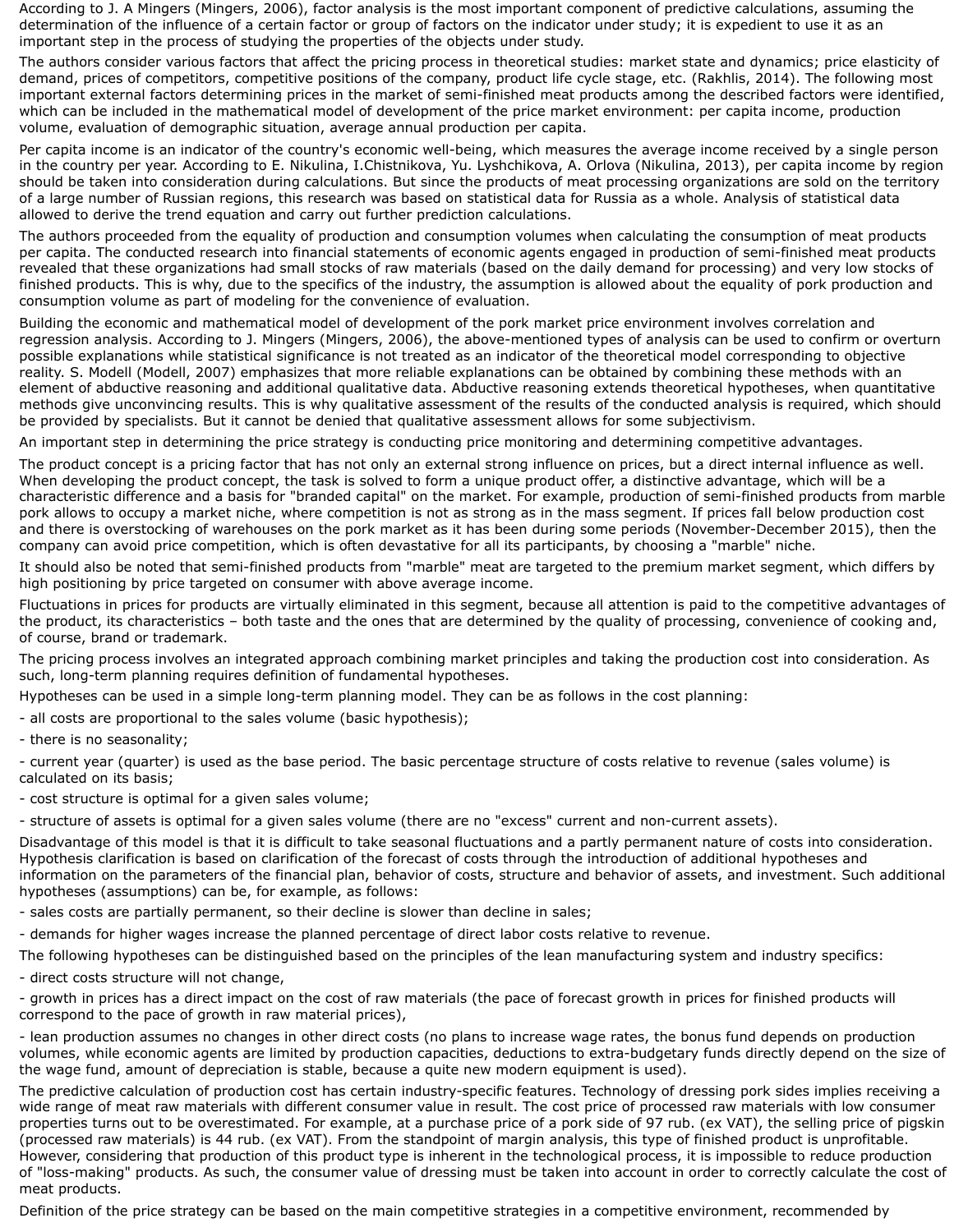According to J. A Mingers (Mingers, 2006), factor analysis is the most important component of predictive calculations, assuming the determination of the influence of a certain factor or group of factors on the indicator under study; it is expedient to use it as an important step in the process of studying the properties of the objects under study.

The authors consider various factors that affect the pricing process in theoretical studies: market state and dynamics; price elasticity of demand, prices of competitors, competitive positions of the company, product life cycle stage, etc. (Rakhlis, 2014). The following most important external factors determining prices in the market of semi-finished meat products among the described factors were identified, which can be included in the mathematical model of development of the price market environment: per capita income, production volume, evaluation of demographic situation, average annual production per capita.

Per capita income is an indicator of the country's economic well-being, which measures the average income received by a single person in the country per year. According to E. Nikulina, I.Chistnikova, Yu. Lyshchikova, A. Orlova (Nikulina, 2013), per capita income by region should be taken into consideration during calculations. But since the products of meat processing organizations are sold on the territory of a large number of Russian regions, this research was based on statistical data for Russia as a whole. Analysis of statistical data allowed to derive the trend equation and carry out further prediction calculations.

The authors proceeded from the equality of production and consumption volumes when calculating the consumption of meat products per capita. The conducted research into financial statements of economic agents engaged in production of semi-finished meat products revealed that these organizations had small stocks of raw materials (based on the daily demand for processing) and very low stocks of finished products. This is why, due to the specifics of the industry, the assumption is allowed about the equality of pork production and consumption volume as part of modeling for the convenience of evaluation.

Building the economic and mathematical model of development of the pork market price environment involves correlation and regression analysis. According to J. Mingers (Mingers, 2006), the above-mentioned types of analysis can be used to confirm or overturn possible explanations while statistical significance is not treated as an indicator of the theoretical model corresponding to objective reality. S. Modell (Modell, 2007) emphasizes that more reliable explanations can be obtained by combining these methods with an element of abductive reasoning and additional qualitative data. Abductive reasoning extends theoretical hypotheses, when quantitative methods give unconvincing results. This is why qualitative assessment of the results of the conducted analysis is required, which should be provided by specialists. But it cannot be denied that qualitative assessment allows for some subjectivism.

An important step in determining the price strategy is conducting price monitoring and determining competitive advantages.

The product concept is a pricing factor that has not only an external strong influence on prices, but a direct internal influence as well. When developing the product concept, the task is solved to form a unique product offer, a distinctive advantage, which will be a characteristic difference and a basis for "branded capital" on the market. For example, production of semi-finished products from marble pork allows to occupy a market niche, where competition is not as strong as in the mass segment. If prices fall below production cost and there is overstocking of warehouses on the pork market as it has been during some periods (November-December 2015), then the company can avoid price competition, which is often devastative for all its participants, by choosing a "marble" niche.

It should also be noted that semi-finished products from "marble" meat are targeted to the premium market segment, which differs by high positioning by price targeted on consumer with above average income.

Fluctuations in prices for products are virtually eliminated in this segment, because all attention is paid to the competitive advantages of the product, its characteristics – both taste and the ones that are determined by the quality of processing, convenience of cooking and, of course, brand or trademark.

The pricing process involves an integrated approach combining market principles and taking the production cost into consideration. As such, long-term planning requires definition of fundamental hypotheses.

Hypotheses can be used in a simple long-term planning model. They can be as follows in the cost planning:

- all costs are proportional to the sales volume (basic hypothesis);
- there is no seasonality;
- current year (quarter) is used as the base period. The basic percentage structure of costs relative to revenue (sales volume) is calculated on its basis;
- cost structure is optimal for a given sales volume;
- structure of assets is optimal for a given sales volume (there are no "excess" current and non-current assets).

Disadvantage of this model is that it is difficult to take seasonal fluctuations and a partly permanent nature of costs into consideration. Hypothesis clarification is based on clarification of the forecast of costs through the introduction of additional hypotheses and information on the parameters of the financial plan, behavior of costs, structure and behavior of assets, and investment. Such additional hypotheses (assumptions) can be, for example, as follows:

- sales costs are partially permanent, so their decline is slower than decline in sales;
- demands for higher wages increase the planned percentage of direct labor costs relative to revenue.

The following hypotheses can be distinguished based on the principles of the lean manufacturing system and industry specifics:

- direct costs structure will not change,
- growth in prices has a direct impact on the cost of raw materials (the pace of forecast growth in prices for finished products will correspond to the pace of growth in raw material prices),
- lean production assumes no changes in other direct costs (no plans to increase wage rates, the bonus fund depends on production volumes, while economic agents are limited by production capacities, deductions to extra-budgetary funds directly depend on the size of the wage fund, amount of depreciation is stable, because a quite new modern equipment is used).

The predictive calculation of production cost has certain industry-specific features. Technology of dressing pork sides implies receiving a wide range of meat raw materials with different consumer value in result. The cost price of processed raw materials with low consumer properties turns out to be overestimated. For example, at a purchase price of a pork side of 97 rub. (ex VAT), the selling price of pigskin (processed raw materials) is 44 rub. (ex VAT). From the standpoint of margin analysis, this type of finished product is unprofitable. However, considering that production of this product type is inherent in the technological process, it is impossible to reduce production of "loss-making" products. As such, the consumer value of dressing must be taken into account in order to correctly calculate the cost of meat products.

Definition of the price strategy can be based on the main competitive strategies in a competitive environment, recommended by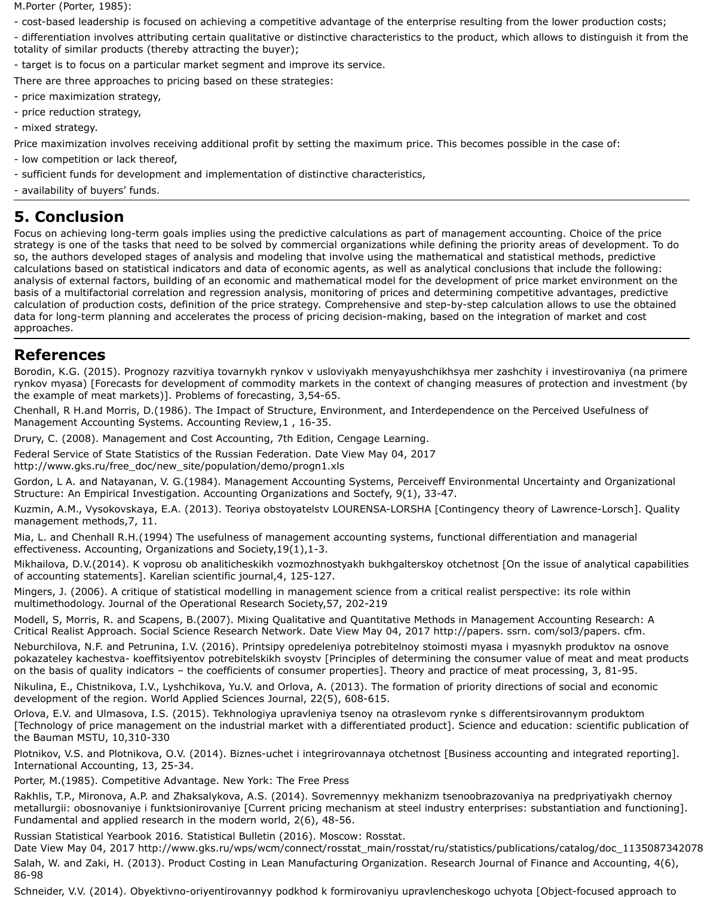M.Porter (Porter, 1985):

- cost-based leadership is focused on achieving a competitive advantage of the enterprise resulting from the lower production costs;
- differentiation involves attributing certain qualitative or distinctive characteristics to the product, which allows to distinguish it from the totality of similar products (thereby attracting the buyer);
- target is to focus on a particular market segment and improve its service.

There are three approaches to pricing based on these strategies:

- price maximization strategy,
- price reduction strategy,
- mixed strategy.

Price maximization involves receiving additional profit by setting the maximum price. This becomes possible in the case of:

- low competition or lack thereof,
- sufficient funds for development and implementation of distinctive characteristics,
- availability of buyers' funds.

## 5. Conclusion

Focus on achieving long-term goals implies using the predictive calculations as part of management accounting. Choice of the price strategy is one of the tasks that need to be solved by commercial organizations while defining the priority areas of development. To do so, the authors developed stages of analysis and modeling that involve using the mathematical and statistical methods, predictive calculations based on statistical indicators and data of economic agents, as well as analytical conclusions that include the following: analysis of external factors, building of an economic and mathematical model for the development of price market environment on the basis of a multifactorial correlation and regression analysis, monitoring of prices and determining competitive advantages, predictive calculation of production costs, definition of the price strategy. Comprehensive and step-by-step calculation allows to use the obtained data for long-term planning and accelerates the process of pricing decision-making, based on the integration of market and cost approaches.

## References

Borodin, K.G. (2015). Prognozy razvitiya tovarnykh rynkov v usloviyakh menyayushchikhsya mer zashchity i investirovaniya (na primere rynkov myasa) [Forecasts for development of commodity markets in the context of changing measures of protection and investment (by the example of meat markets)]. Problems of forecasting, 3,54-65.

Chenhall, R H.and Morris, D.(1986). The Impact of Structure, Environment, and Interdependence on the Perceived Usefulness of Management Accounting Systems. Accounting Review,1 , 16-35.

Drury, C. (2008). Management and Cost Accounting, 7th Edition, Cengage Learning.

Federal Service of State Statistics of the Russian Federation. Date View May 04, 2017 http://www.gks.ru/free_doc/new_site/population/demo/progn1.xls

Gordon, L A. and Natayanan, V. G.(1984). Management Accounting Systems, Perceiveff Environmental Uncertainty and Organizational Structure: An Empirical Investigation. Accounting Organizations and Soctefy, 9(1), 33-47.

Kuzmin, A.M., Vysokovskaya, E.A. (2013). Teoriya obstoyatelstv LOURENSA-LORSHA [Contingency theory of Lawrence-Lorsch]. Quality management methods,7, 11.

Mia, L. and Chenhall R.H.(1994) The usefulness of management accounting systems, functional differentiation and managerial effectiveness. Accounting, Organizations and Society,19(1),1-3.

Mikhailova, D.V.(2014). K voprosu ob analiticheskikh vozmozhnostyakh bukhgalterskoy otchetnost [On the issue of analytical capabilities of accounting statements]. Karelian scientific journal,4, 125-127.

Mingers, J. (2006). A critique of statistical modelling in management science from a critical realist perspective: its role within multimethodology. Journal of the Operational Research Society,57, 202-219

Modell, S, Morris, R. and Scapens, B.(2007). Mixing Qualitative and Quantitative Methods in Management Accounting Research: A Critical Realist Approach. Social Science Research Network. Date View May 04, 2017 http://papers. ssrn. com/sol3/papers. cfm.

Neburchilova, N.F. and Petrunina, I.V. (2016). Printsipy opredeleniya potrebitelnoy stoimosti myasa i myasnykh produktov na osnove pokazateley kachestva- koeffitsiyentov potrebitelskikh svoystv [Principles of determining the consumer value of meat and meat products on the basis of quality indicators – the coefficients of consumer properties]. Theory and practice of meat processing, 3, 81-95.

Nikulina, E., Chistnikova, I.V., Lyshchikova, Yu.V. and Orlova, A. (2013). The formation of priority directions of social and economic development of the region. World Applied Sciences Journal, 22(5), 608-615.

Orlova, E.V. and Ulmasova, I.S. (2015). Tekhnologiya upravleniya tsenoy na otraslevom rynke s differentsirovannym produktom [Technology of price management on the industrial market with a differentiated product]. Science and education: scientific publication of the Bauman MSTU, 10,310-330

Plotnikov, V.S. and Plotnikova, O.V. (2014). Biznes-uchet i integrirovannaya otchetnost [Business accounting and integrated reporting]. International Accounting, 13, 25-34.

Porter, M.(1985). Competitive Advantage. New York: The Free Press

Rakhlis, T.P., Mironova, A.P. and Zhaksalykova, A.S. (2014). Sovremennyy mekhanizm tsenoobrazovaniya na predpriyatiyakh chernoy metallurgii: obosnovaniye i funktsionirovaniye [Current pricing mechanism at steel industry enterprises: substantiation and functioning]. Fundamental and applied research in the modern world, 2(6), 48-56.

Russian Statistical Yearbook 2016. Statistical Bulletin (2016). Moscow: Rosstat. Date View May 04, 2017 http://www.gks.ru/wps/wcm/connect/rosstat_main/rosstat/ru/statistics/publications/catalog/doc_1135087342078

Salah, W. and Zaki, H. (2013). Product Costing in Lean Manufacturing Organization. Research Journal of Finance and Accounting, 4(6), 86-98

Schneider, V.V. (2014). Obyektivno-oriyentirovannyy podkhod k formirovaniyu upravlencheskogo uchyota [Object-focused approach to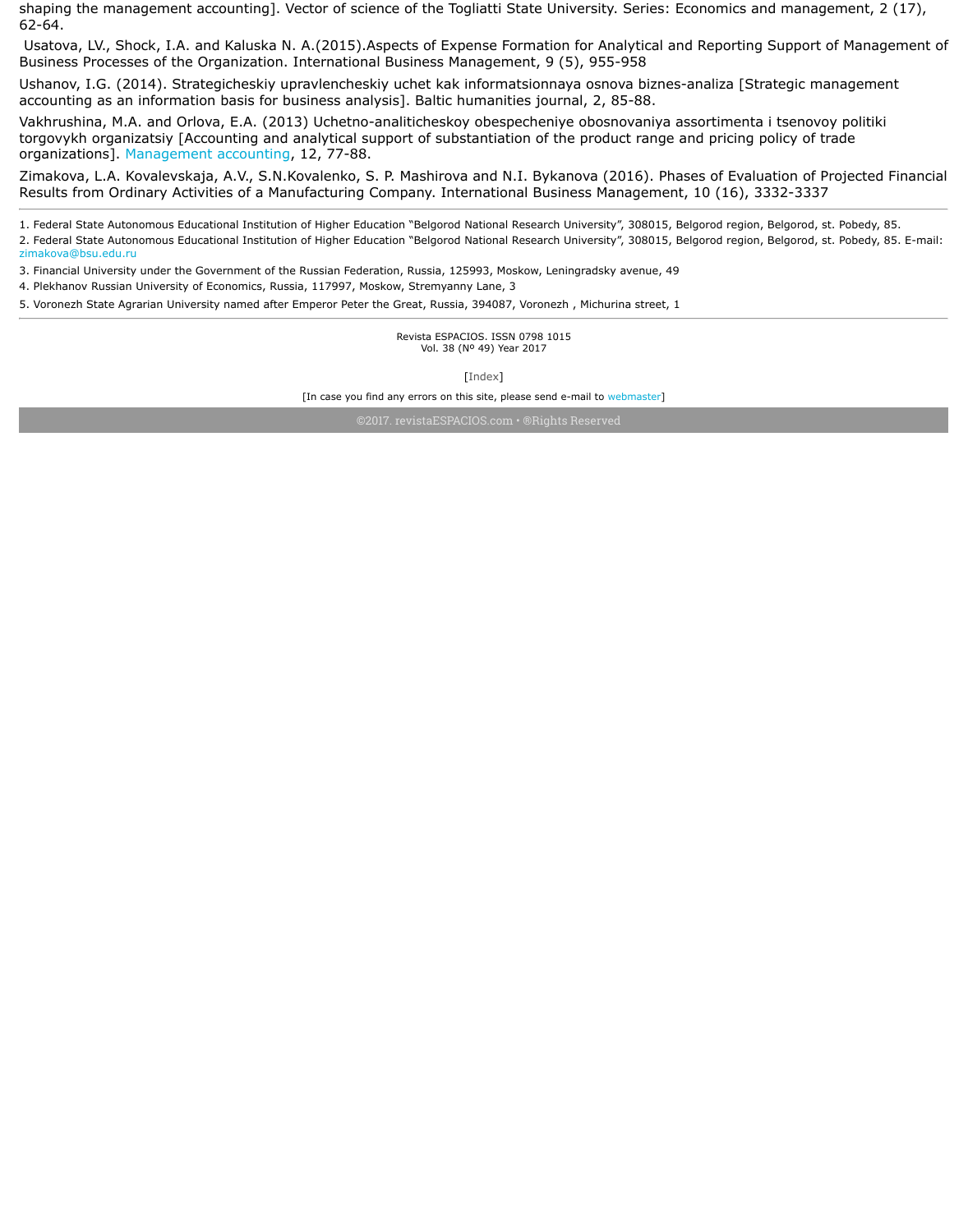shaping the management accounting]. Vector of science of the Togliatti State University. Series: Economics and management, 2 (17), 62-64.

Usatova, LV., Shock, I.A. and Kaluska N. A.(2015).Aspects of Expense Formation for Analytical and Reporting Support of Management of Business Processes of the Organization. International Business Management, 9 (5), 955-958

Ushanov, I.G. (2014). Strategicheskiy upravlencheskiy uchet kak informatsionnaya osnova biznes-analiza [Strategic management accounting as an information basis for business analysis]. Baltic humanities journal, 2, 85-88.

Vakhrushina, M.A. and Orlova, E.A. (2013) Uchetno-analiticheskoy obespecheniye obosnovaniya assortimenta i tsenovoy politiki torgovykh organizatsiy [Accounting and analytical support of substantiation of the product range and pricing policy of trade organizations]. Management accounting, 12, 77-88.

Zimakova, L.A. Kovalevskaja, A.V., S.N.Kovalenko, S. P. Mashirova and N.I. Bykanova (2016). Phases of Evaluation of Projected Financial Results from Ordinary Activities of a Manufacturing Company. International Business Management, 10 (16), 3332-3337

---

1. Federal State Autonomous Educational Institution of Higher Education "Belgorod National Research University", 308015, Belgorod region, Belgorod, st. Pobedy, 85.

2. Federal State Autonomous Educational Institution of Higher Education "Belgorod National Research University", 308015, Belgorod region, Belgorod, st. Pobedy, 85. E-mail: zimakova@bsu.edu.ru

3. Financial University under the Government of the Russian Federation, Russia, 125993, Moskow, Leningradsky avenue, 49

4. Plekhanov Russian University of Economics, Russia, 117997, Moskow, Stremyanny Lane, 3

5. Voronezh State Agrarian University named after Emperor Peter the Great, Russia, 394087, Voronezh , Michurina street, 1

---

Revista ESPACIOS. ISSN 0798 1015
Vol. 38 (Nº 49) Year 2017

[Index]

[In case you find any errors on this site, please send e-mail to webmaster]

©2017. revistaESPACIOS.com • ®Rights Reserved